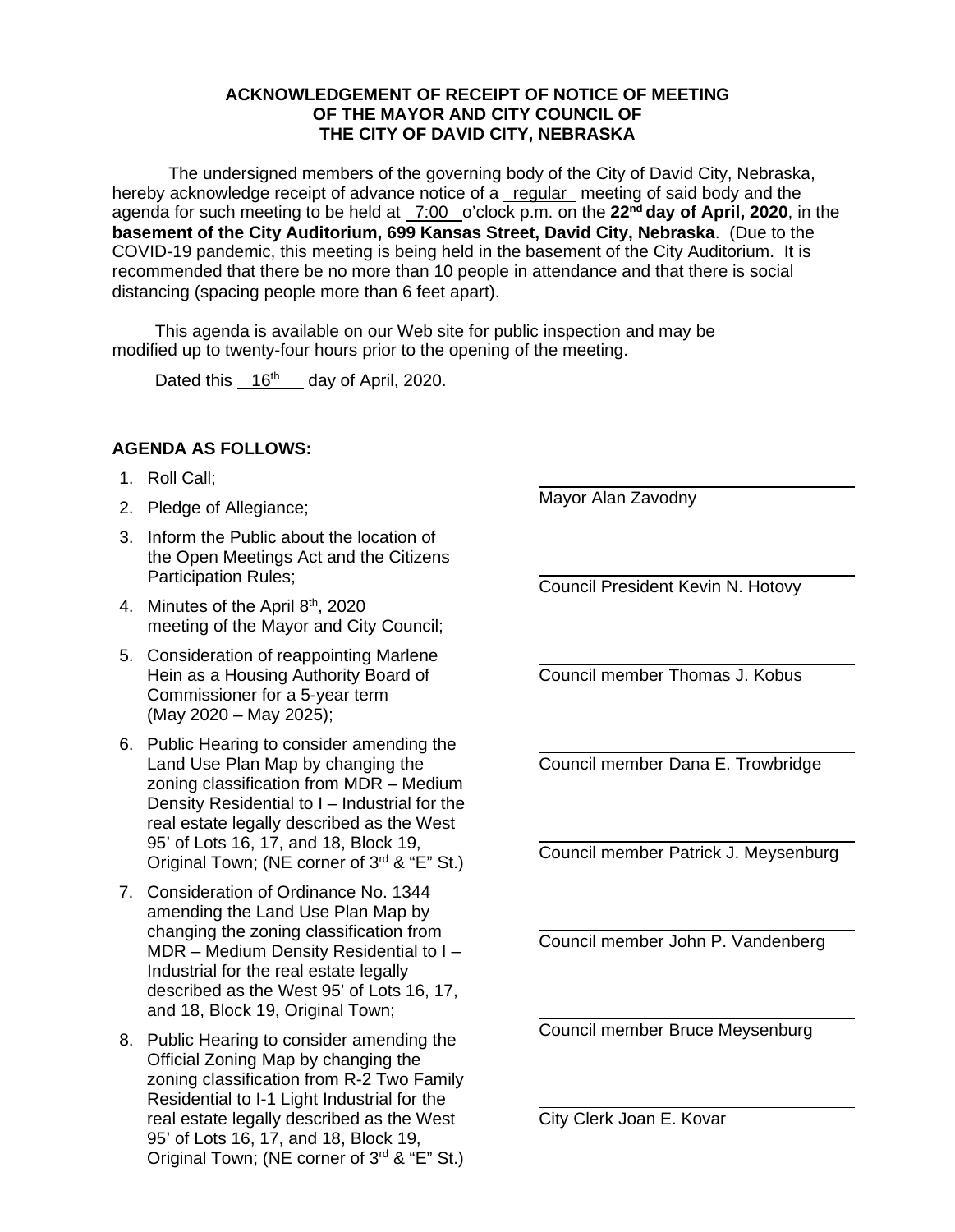**ACKNOWLEDGEMENT OF RECEIPT OF NOTICE OF MEETING**
**OF THE MAYOR AND CITY COUNCIL OF**
**THE CITY OF DAVID CITY, NEBRASKA**

The undersigned members of the governing body of the City of David City, Nebraska, hereby acknowledge receipt of advance notice of a regular meeting of said body and the agenda for such meeting to be held at 7:00 o'clock p.m. on the **22nd day of April, 2020**, in the **basement of the City Auditorium, 699 Kansas Street, David City, Nebraska**. (Due to the COVID-19 pandemic, this meeting is being held in the basement of the City Auditorium. It is recommended that there be no more than 10 people in attendance and that there is social distancing (spacing people more than 6 feet apart).

This agenda is available on our Web site for public inspection and may be modified up to twenty-four hours prior to the opening of the meeting.

Dated this 16th day of April, 2020.

**AGENDA AS FOLLOWS:**

1. Roll Call;
2. Pledge of Allegiance;
3. Inform the Public about the location of the Open Meetings Act and the Citizens Participation Rules;
4. Minutes of the April 8th, 2020 meeting of the Mayor and City Council;
5. Consideration of reappointing Marlene Hein as a Housing Authority Board of Commissioner for a 5-year term (May 2020 – May 2025);
6. Public Hearing to consider amending the Land Use Plan Map by changing the zoning classification from MDR – Medium Density Residential to I – Industrial for the real estate legally described as the West 95' of Lots 16, 17, and 18, Block 19, Original Town; (NE corner of 3rd & "E" St.)
7. Consideration of Ordinance No. 1344 amending the Land Use Plan Map by changing the zoning classification from MDR – Medium Density Residential to I – Industrial for the real estate legally described as the West 95' of Lots 16, 17, and 18, Block 19, Original Town;
8. Public Hearing to consider amending the Official Zoning Map by changing the zoning classification from R-2 Two Family Residential to I-1 Light Industrial for the real estate legally described as the West 95' of Lots 16, 17, and 18, Block 19, Original Town; (NE corner of 3rd & "E" St.)

\_\_\_\_\_\_\_\_\_\_\_\_\_\_\_\_\_\_\_\_\_\_\_\_\_\_\_\_\_\_
Mayor Alan Zavodny

\_\_\_\_\_\_\_\_\_\_\_\_\_\_\_\_\_\_\_\_\_\_\_\_\_\_\_\_\_\_
Council President Kevin N. Hotovy

\_\_\_\_\_\_\_\_\_\_\_\_\_\_\_\_\_\_\_\_\_\_\_\_\_\_\_\_\_\_
Council member Thomas J. Kobus

\_\_\_\_\_\_\_\_\_\_\_\_\_\_\_\_\_\_\_\_\_\_\_\_\_\_\_\_\_\_
Council member Dana E. Trowbridge

\_\_\_\_\_\_\_\_\_\_\_\_\_\_\_\_\_\_\_\_\_\_\_\_\_\_\_\_\_\_
Council member Patrick J. Meysenburg

\_\_\_\_\_\_\_\_\_\_\_\_\_\_\_\_\_\_\_\_\_\_\_\_\_\_\_\_\_\_
Council member John P. Vandenberg

\_\_\_\_\_\_\_\_\_\_\_\_\_\_\_\_\_\_\_\_\_\_\_\_\_\_\_\_\_\_
Council member Bruce Meysenburg

\_\_\_\_\_\_\_\_\_\_\_\_\_\_\_\_\_\_\_\_\_\_\_\_\_\_\_\_\_\_
City Clerk Joan E. Kovar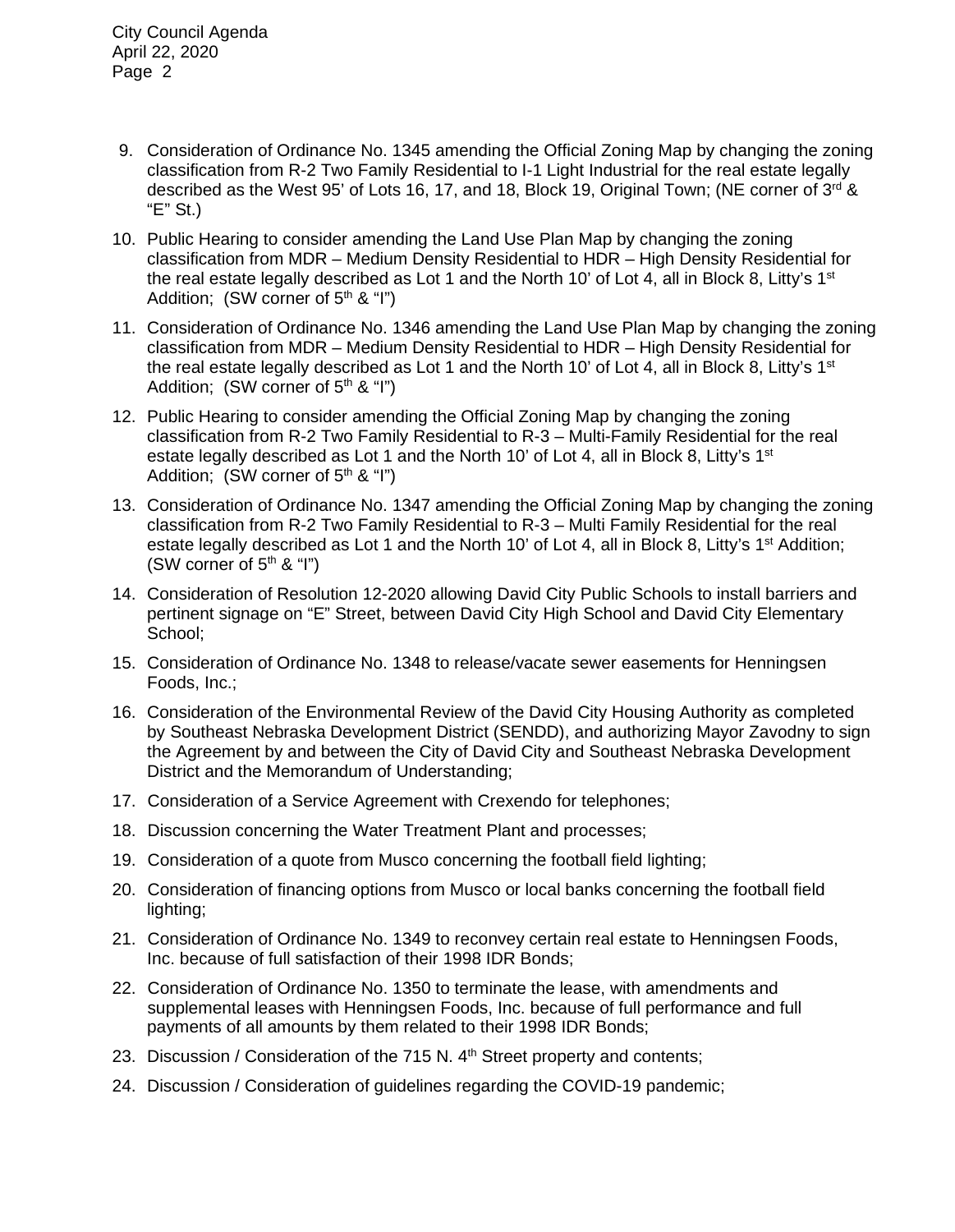9. Consideration of Ordinance No. 1345 amending the Official Zoning Map by changing the zoning classification from R-2 Two Family Residential to I-1 Light Industrial for the real estate legally described as the West 95' of Lots 16, 17, and 18, Block 19, Original Town; (NE corner of 3rd & "E" St.)

10. Public Hearing to consider amending the Land Use Plan Map by changing the zoning classification from MDR – Medium Density Residential to HDR – High Density Residential for the real estate legally described as Lot 1 and the North 10' of Lot 4, all in Block 8, Litty's 1st Addition; (SW corner of 5th & "I")

11. Consideration of Ordinance No. 1346 amending the Land Use Plan Map by changing the zoning classification from MDR – Medium Density Residential to HDR – High Density Residential for the real estate legally described as Lot 1 and the North 10' of Lot 4, all in Block 8, Litty's 1st Addition; (SW corner of 5th & "I")

12. Public Hearing to consider amending the Official Zoning Map by changing the zoning classification from R-2 Two Family Residential to R-3 – Multi-Family Residential for the real estate legally described as Lot 1 and the North 10' of Lot 4, all in Block 8, Litty's 1st Addition; (SW corner of 5th & "I")

13. Consideration of Ordinance No. 1347 amending the Official Zoning Map by changing the zoning classification from R-2 Two Family Residential to R-3 – Multi Family Residential for the real estate legally described as Lot 1 and the North 10' of Lot 4, all in Block 8, Litty's 1st Addition; (SW corner of 5th & "I")

14. Consideration of Resolution 12-2020 allowing David City Public Schools to install barriers and pertinent signage on "E" Street, between David City High School and David City Elementary School;

15. Consideration of Ordinance No. 1348 to release/vacate sewer easements for Henningsen Foods, Inc.;

16. Consideration of the Environmental Review of the David City Housing Authority as completed by Southeast Nebraska Development District (SENDD), and authorizing Mayor Zavodny to sign the Agreement by and between the City of David City and Southeast Nebraska Development District and the Memorandum of Understanding;

17. Consideration of a Service Agreement with Crexendo for telephones;

18. Discussion concerning the Water Treatment Plant and processes;

19. Consideration of a quote from Musco concerning the football field lighting;

20. Consideration of financing options from Musco or local banks concerning the football field lighting;

21. Consideration of Ordinance No. 1349 to reconvey certain real estate to Henningsen Foods, Inc. because of full satisfaction of their 1998 IDR Bonds;

22. Consideration of Ordinance No. 1350 to terminate the lease, with amendments and supplemental leases with Henningsen Foods, Inc. because of full performance and full payments of all amounts by them related to their 1998 IDR Bonds;

23. Discussion / Consideration of the 715 N. 4th Street property and contents;

24. Discussion / Consideration of guidelines regarding the COVID-19 pandemic;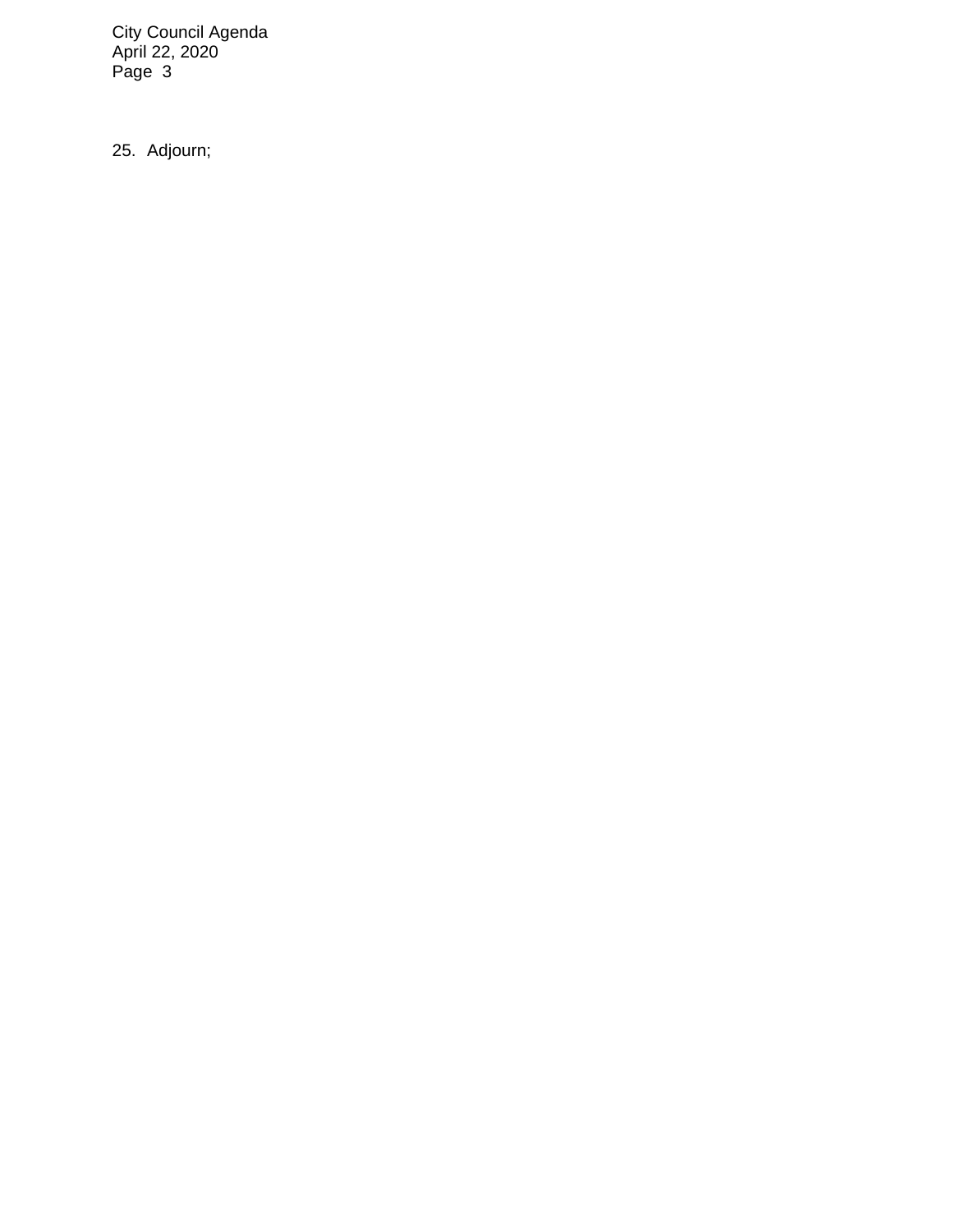25. Adjourn;